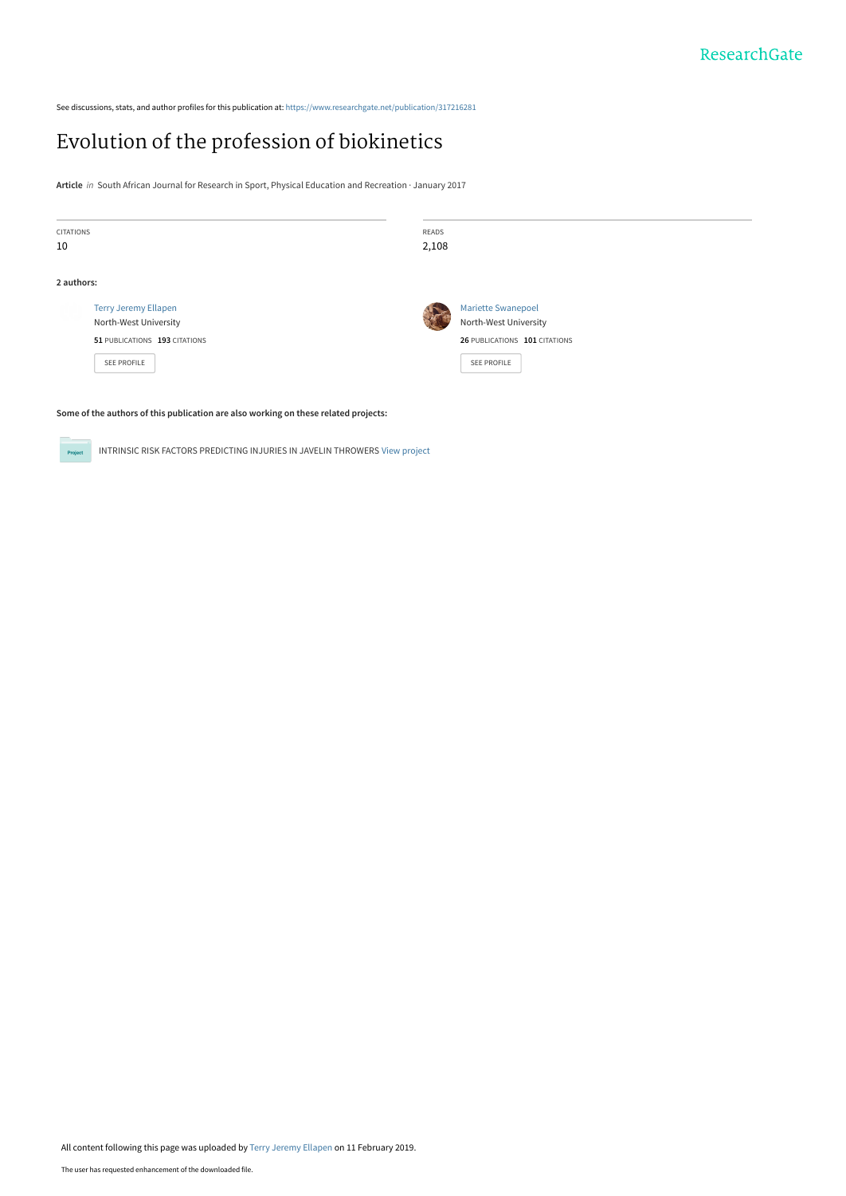See discussions, stats, and author profiles for this publication at: https://www.researchgate.net/publication/317216281

# Evolution of the profession of biokinetics

**Article** *in* South African Journal for Research in Sport, Physical Education and Recreation · January 2017

| CITATIONS | READS |
|---|---|
| 10 | 2,108 |

**2 authors:**

**Terry Jeremy Ellapen**
North-West University
**51** PUBLICATIONS **193** CITATIONS
SEE PROFILE

**Mariette Swanepoel**
North-West University
**26** PUBLICATIONS **101** CITATIONS
SEE PROFILE

**Some of the authors of this publication are also working on these related projects:**

INTRINSIC RISK FACTORS PREDICTING INJURIES IN JAVELIN THROWERS View project

All content following this page was uploaded by Terry Jeremy Ellapen on 11 February 2019.

The user has requested enhancement of the downloaded file.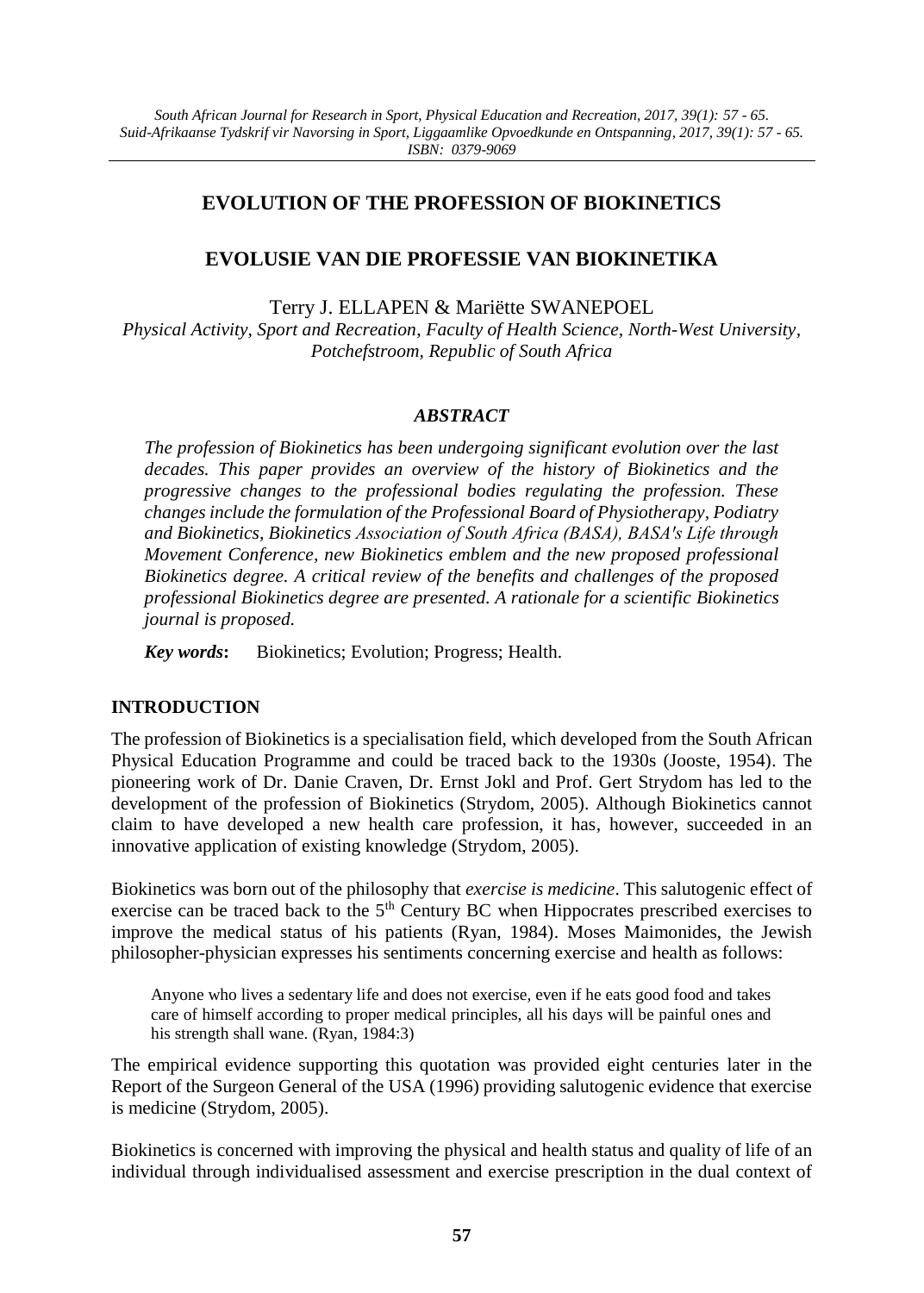# EVOLUTION OF THE PROFESSION OF BIOKINETICS

# EVOLUSIE VAN DIE PROFESSIE VAN BIOKINETIKA

Terry J. ELLAPEN & Mariëtte SWANEPOEL

*Physical Activity, Sport and Recreation, Faculty of Health Science, North-West University, Potchefstroom, Republic of South Africa*

### *ABSTRACT*

*The profession of Biokinetics has been undergoing significant evolution over the last decades. This paper provides an overview of the history of Biokinetics and the progressive changes to the professional bodies regulating the profession. These changes include the formulation of the Professional Board of Physiotherapy, Podiatry and Biokinetics, Biokinetics Association of South Africa (BASA), BASA's Life through Movement Conference, new Biokinetics emblem and the new proposed professional Biokinetics degree. A critical review of the benefits and challenges of the proposed professional Biokinetics degree are presented. A rationale for a scientific Biokinetics journal is proposed.*

***Key words*:** Biokinetics; Evolution; Progress; Health.

## INTRODUCTION

The profession of Biokinetics is a specialisation field, which developed from the South African Physical Education Programme and could be traced back to the 1930s (Jooste, 1954). The pioneering work of Dr. Danie Craven, Dr. Ernst Jokl and Prof. Gert Strydom has led to the development of the profession of Biokinetics (Strydom, 2005). Although Biokinetics cannot claim to have developed a new health care profession, it has, however, succeeded in an innovative application of existing knowledge (Strydom, 2005).

Biokinetics was born out of the philosophy that *exercise is medicine*. This salutogenic effect of exercise can be traced back to the 5th Century BC when Hippocrates prescribed exercises to improve the medical status of his patients (Ryan, 1984). Moses Maimonides, the Jewish philosopher-physician expresses his sentiments concerning exercise and health as follows:

> Anyone who lives a sedentary life and does not exercise, even if he eats good food and takes care of himself according to proper medical principles, all his days will be painful ones and his strength shall wane. (Ryan, 1984:3)

The empirical evidence supporting this quotation was provided eight centuries later in the Report of the Surgeon General of the USA (1996) providing salutogenic evidence that exercise is medicine (Strydom, 2005).

Biokinetics is concerned with improving the physical and health status and quality of life of an individual through individualised assessment and exercise prescription in the dual context of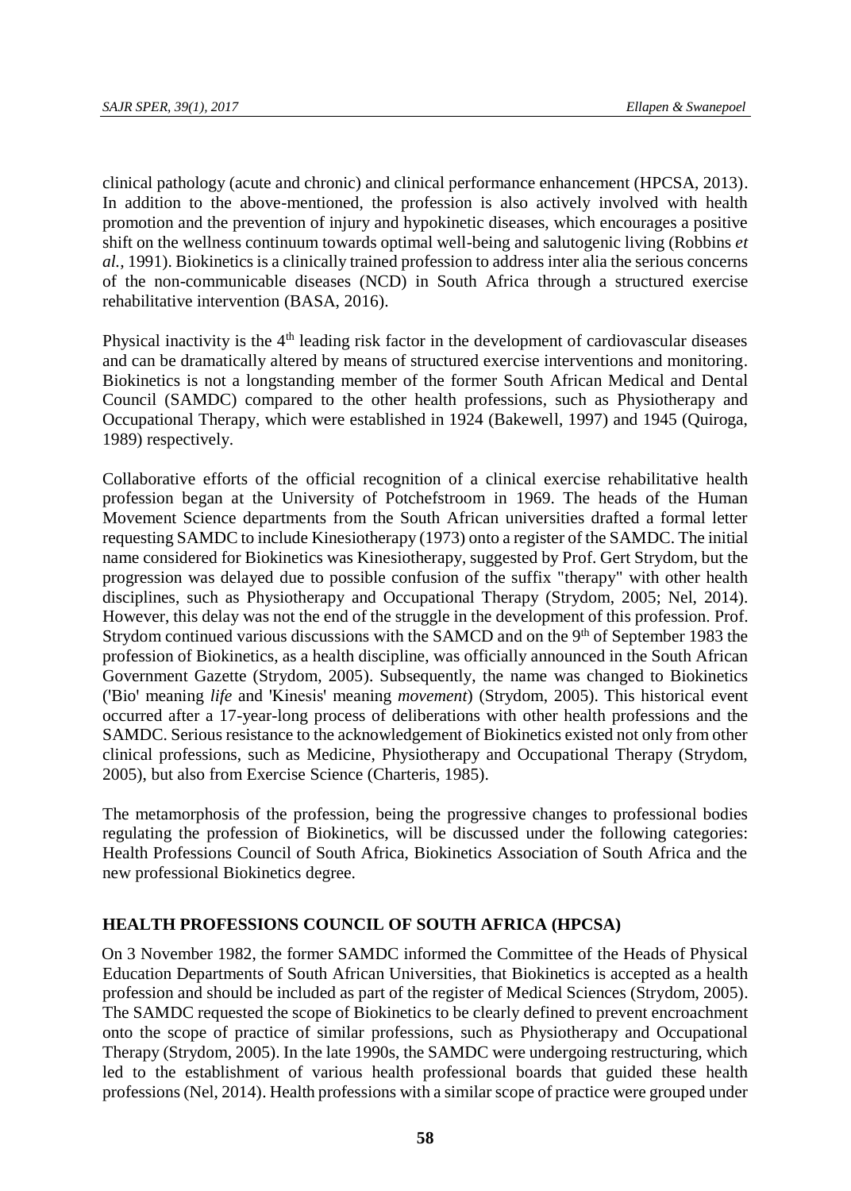clinical pathology (acute and chronic) and clinical performance enhancement (HPCSA, 2013). In addition to the above-mentioned, the profession is also actively involved with health promotion and the prevention of injury and hypokinetic diseases, which encourages a positive shift on the wellness continuum towards optimal well-being and salutogenic living (Robbins *et al.*, 1991). Biokinetics is a clinically trained profession to address inter alia the serious concerns of the non-communicable diseases (NCD) in South Africa through a structured exercise rehabilitative intervention (BASA, 2016).

Physical inactivity is the 4th leading risk factor in the development of cardiovascular diseases and can be dramatically altered by means of structured exercise interventions and monitoring. Biokinetics is not a longstanding member of the former South African Medical and Dental Council (SAMDC) compared to the other health professions, such as Physiotherapy and Occupational Therapy, which were established in 1924 (Bakewell, 1997) and 1945 (Quiroga, 1989) respectively.

Collaborative efforts of the official recognition of a clinical exercise rehabilitative health profession began at the University of Potchefstroom in 1969. The heads of the Human Movement Science departments from the South African universities drafted a formal letter requesting SAMDC to include Kinesiotherapy (1973) onto a register of the SAMDC. The initial name considered for Biokinetics was Kinesiotherapy, suggested by Prof. Gert Strydom, but the progression was delayed due to possible confusion of the suffix "therapy" with other health disciplines, such as Physiotherapy and Occupational Therapy (Strydom, 2005; Nel, 2014). However, this delay was not the end of the struggle in the development of this profession. Prof. Strydom continued various discussions with the SAMCD and on the 9th of September 1983 the profession of Biokinetics, as a health discipline, was officially announced in the South African Government Gazette (Strydom, 2005). Subsequently, the name was changed to Biokinetics ('Bio' meaning *life* and 'Kinesis' meaning *movement*) (Strydom, 2005). This historical event occurred after a 17-year-long process of deliberations with other health professions and the SAMDC. Serious resistance to the acknowledgement of Biokinetics existed not only from other clinical professions, such as Medicine, Physiotherapy and Occupational Therapy (Strydom, 2005), but also from Exercise Science (Charteris, 1985).

The metamorphosis of the profession, being the progressive changes to professional bodies regulating the profession of Biokinetics, will be discussed under the following categories: Health Professions Council of South Africa, Biokinetics Association of South Africa and the new professional Biokinetics degree.

## HEALTH PROFESSIONS COUNCIL OF SOUTH AFRICA (HPCSA)

On 3 November 1982, the former SAMDC informed the Committee of the Heads of Physical Education Departments of South African Universities, that Biokinetics is accepted as a health profession and should be included as part of the register of Medical Sciences (Strydom, 2005). The SAMDC requested the scope of Biokinetics to be clearly defined to prevent encroachment onto the scope of practice of similar professions, such as Physiotherapy and Occupational Therapy (Strydom, 2005). In the late 1990s, the SAMDC were undergoing restructuring, which led to the establishment of various health professional boards that guided these health professions (Nel, 2014). Health professions with a similar scope of practice were grouped under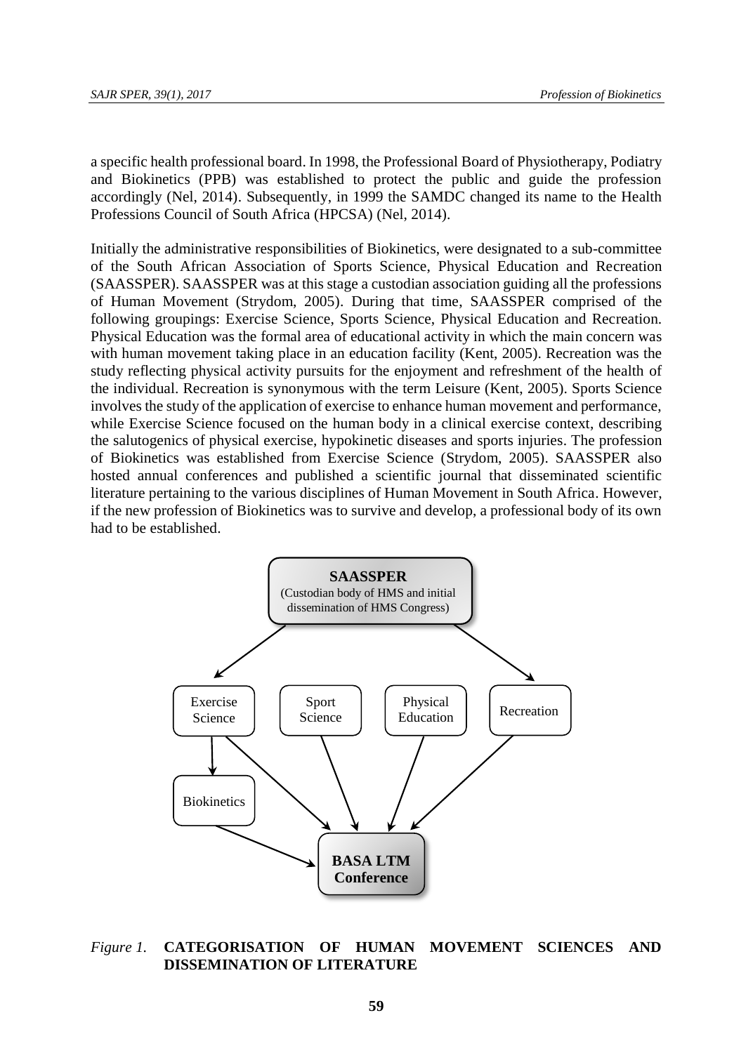a specific health professional board. In 1998, the Professional Board of Physiotherapy, Podiatry and Biokinetics (PPB) was established to protect the public and guide the profession accordingly (Nel, 2014). Subsequently, in 1999 the SAMDC changed its name to the Health Professions Council of South Africa (HPCSA) (Nel, 2014).

Initially the administrative responsibilities of Biokinetics, were designated to a sub-committee of the South African Association of Sports Science, Physical Education and Recreation (SAASSPER). SAASSPER was at this stage a custodian association guiding all the professions of Human Movement (Strydom, 2005). During that time, SAASSPER comprised of the following groupings: Exercise Science, Sports Science, Physical Education and Recreation. Physical Education was the formal area of educational activity in which the main concern was with human movement taking place in an education facility (Kent, 2005). Recreation was the study reflecting physical activity pursuits for the enjoyment and refreshment of the health of the individual. Recreation is synonymous with the term Leisure (Kent, 2005). Sports Science involves the study of the application of exercise to enhance human movement and performance, while Exercise Science focused on the human body in a clinical exercise context, describing the salutogenics of physical exercise, hypokinetic diseases and sports injuries. The profession of Biokinetics was established from Exercise Science (Strydom, 2005). SAASSPER also hosted annual conferences and published a scientific journal that disseminated scientific literature pertaining to the various disciplines of Human Movement in South Africa. However, if the new profession of Biokinetics was to survive and develop, a professional body of its own had to be established.

**SAASSPER** (Custodian body of HMS and initial dissemination of HMS Congress)

Exercise Science | Sport Science | Physical Education | Recreation

Biokinetics

**BASA LTM Conference**

*Figure 1.* **CATEGORISATION OF HUMAN MOVEMENT SCIENCES AND DISSEMINATION OF LITERATURE**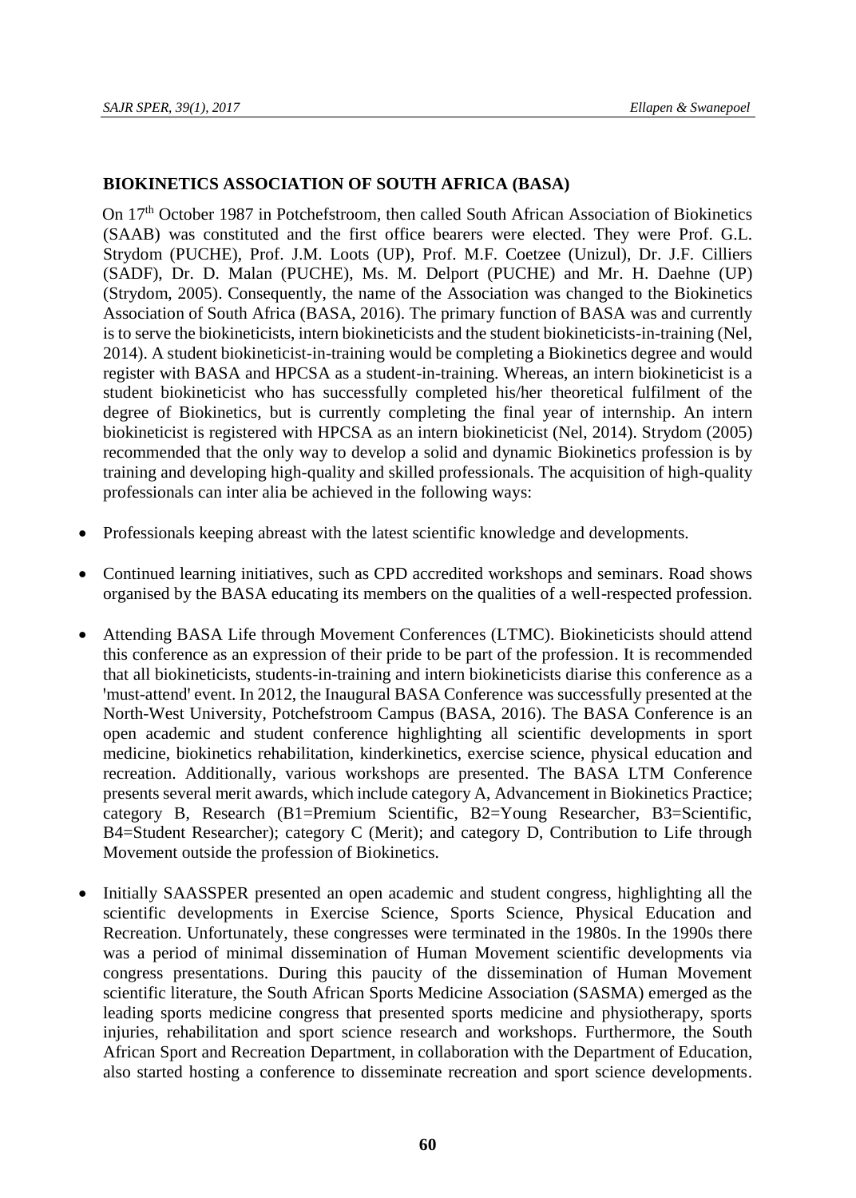**BIOKINETICS ASSOCIATION OF SOUTH AFRICA (BASA)**

On 17th October 1987 in Potchefstroom, then called South African Association of Biokinetics (SAAB) was constituted and the first office bearers were elected. They were Prof. G.L. Strydom (PUCHE), Prof. J.M. Loots (UP), Prof. M.F. Coetzee (Unizul), Dr. J.F. Cilliers (SADF), Dr. D. Malan (PUCHE), Ms. M. Delport (PUCHE) and Mr. H. Daehne (UP) (Strydom, 2005). Consequently, the name of the Association was changed to the Biokinetics Association of South Africa (BASA, 2016). The primary function of BASA was and currently is to serve the biokineticists, intern biokineticists and the student biokineticists-in-training (Nel, 2014). A student biokineticist-in-training would be completing a Biokinetics degree and would register with BASA and HPCSA as a student-in-training. Whereas, an intern biokineticist is a student biokineticist who has successfully completed his/her theoretical fulfilment of the degree of Biokinetics, but is currently completing the final year of internship. An intern biokineticist is registered with HPCSA as an intern biokineticist (Nel, 2014). Strydom (2005) recommended that the only way to develop a solid and dynamic Biokinetics profession is by training and developing high-quality and skilled professionals. The acquisition of high-quality professionals can inter alia be achieved in the following ways:

- Professionals keeping abreast with the latest scientific knowledge and developments.
- Continued learning initiatives, such as CPD accredited workshops and seminars. Road shows organised by the BASA educating its members on the qualities of a well-respected profession.
- Attending BASA Life through Movement Conferences (LTMC). Biokineticists should attend this conference as an expression of their pride to be part of the profession. It is recommended that all biokineticists, students-in-training and intern biokineticists diarise this conference as a 'must-attend' event. In 2012, the Inaugural BASA Conference was successfully presented at the North-West University, Potchefstroom Campus (BASA, 2016). The BASA Conference is an open academic and student conference highlighting all scientific developments in sport medicine, biokinetics rehabilitation, kinderkinetics, exercise science, physical education and recreation. Additionally, various workshops are presented. The BASA LTM Conference presents several merit awards, which include category A, Advancement in Biokinetics Practice; category B, Research (B1=Premium Scientific, B2=Young Researcher, B3=Scientific, B4=Student Researcher); category C (Merit); and category D, Contribution to Life through Movement outside the profession of Biokinetics.
- Initially SAASSPER presented an open academic and student congress, highlighting all the scientific developments in Exercise Science, Sports Science, Physical Education and Recreation. Unfortunately, these congresses were terminated in the 1980s. In the 1990s there was a period of minimal dissemination of Human Movement scientific developments via congress presentations. During this paucity of the dissemination of Human Movement scientific literature, the South African Sports Medicine Association (SASMA) emerged as the leading sports medicine congress that presented sports medicine and physiotherapy, sports injuries, rehabilitation and sport science research and workshops. Furthermore, the South African Sport and Recreation Department, in collaboration with the Department of Education, also started hosting a conference to disseminate recreation and sport science developments.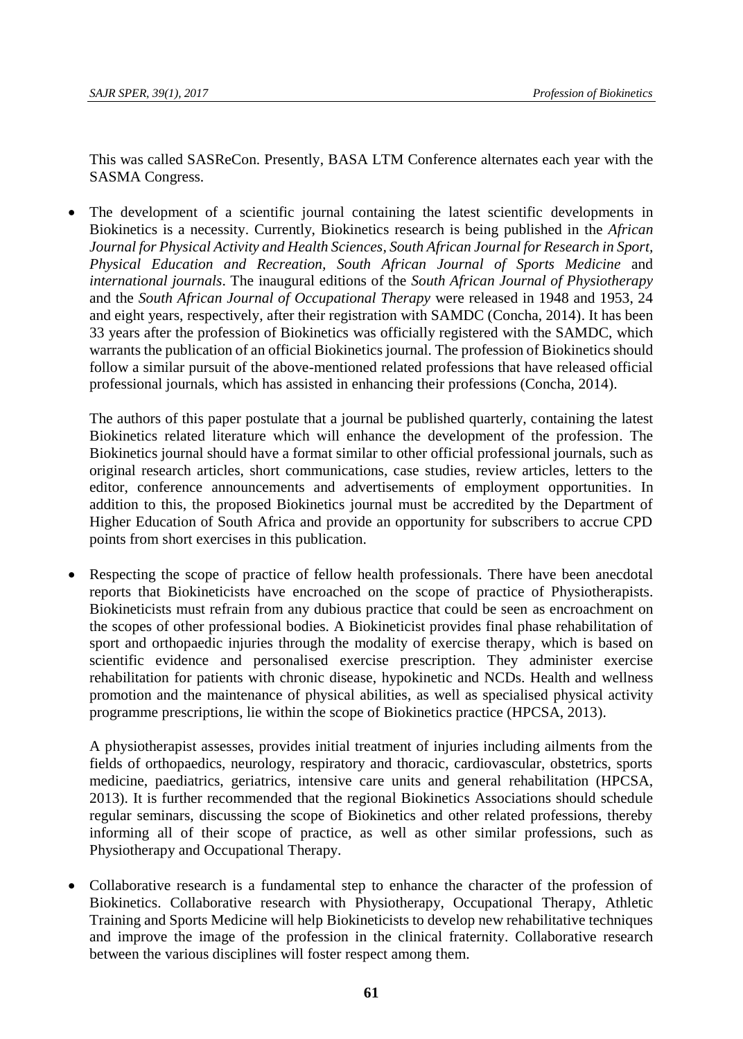This was called SASReCon. Presently, BASA LTM Conference alternates each year with the SASMA Congress.

- The development of a scientific journal containing the latest scientific developments in Biokinetics is a necessity. Currently, Biokinetics research is being published in the *African Journal for Physical Activity and Health Sciences, South African Journal for Research in Sport, Physical Education and Recreation, South African Journal of Sports Medicine* and *international journals*. The inaugural editions of the *South African Journal of Physiotherapy* and the *South African Journal of Occupational Therapy* were released in 1948 and 1953, 24 and eight years, respectively, after their registration with SAMDC (Concha, 2014). It has been 33 years after the profession of Biokinetics was officially registered with the SAMDC, which warrants the publication of an official Biokinetics journal. The profession of Biokinetics should follow a similar pursuit of the above-mentioned related professions that have released official professional journals, which has assisted in enhancing their professions (Concha, 2014).

  The authors of this paper postulate that a journal be published quarterly, containing the latest Biokinetics related literature which will enhance the development of the profession. The Biokinetics journal should have a format similar to other official professional journals, such as original research articles, short communications, case studies, review articles, letters to the editor, conference announcements and advertisements of employment opportunities. In addition to this, the proposed Biokinetics journal must be accredited by the Department of Higher Education of South Africa and provide an opportunity for subscribers to accrue CPD points from short exercises in this publication.

- Respecting the scope of practice of fellow health professionals. There have been anecdotal reports that Biokineticists have encroached on the scope of practice of Physiotherapists. Biokineticists must refrain from any dubious practice that could be seen as encroachment on the scopes of other professional bodies. A Biokineticist provides final phase rehabilitation of sport and orthopaedic injuries through the modality of exercise therapy, which is based on scientific evidence and personalised exercise prescription. They administer exercise rehabilitation for patients with chronic disease, hypokinetic and NCDs. Health and wellness promotion and the maintenance of physical abilities, as well as specialised physical activity programme prescriptions, lie within the scope of Biokinetics practice (HPCSA, 2013).

  A physiotherapist assesses, provides initial treatment of injuries including ailments from the fields of orthopaedics, neurology, respiratory and thoracic, cardiovascular, obstetrics, sports medicine, paediatrics, geriatrics, intensive care units and general rehabilitation (HPCSA, 2013). It is further recommended that the regional Biokinetics Associations should schedule regular seminars, discussing the scope of Biokinetics and other related professions, thereby informing all of their scope of practice, as well as other similar professions, such as Physiotherapy and Occupational Therapy.

- Collaborative research is a fundamental step to enhance the character of the profession of Biokinetics. Collaborative research with Physiotherapy, Occupational Therapy, Athletic Training and Sports Medicine will help Biokineticists to develop new rehabilitative techniques and improve the image of the profession in the clinical fraternity. Collaborative research between the various disciplines will foster respect among them.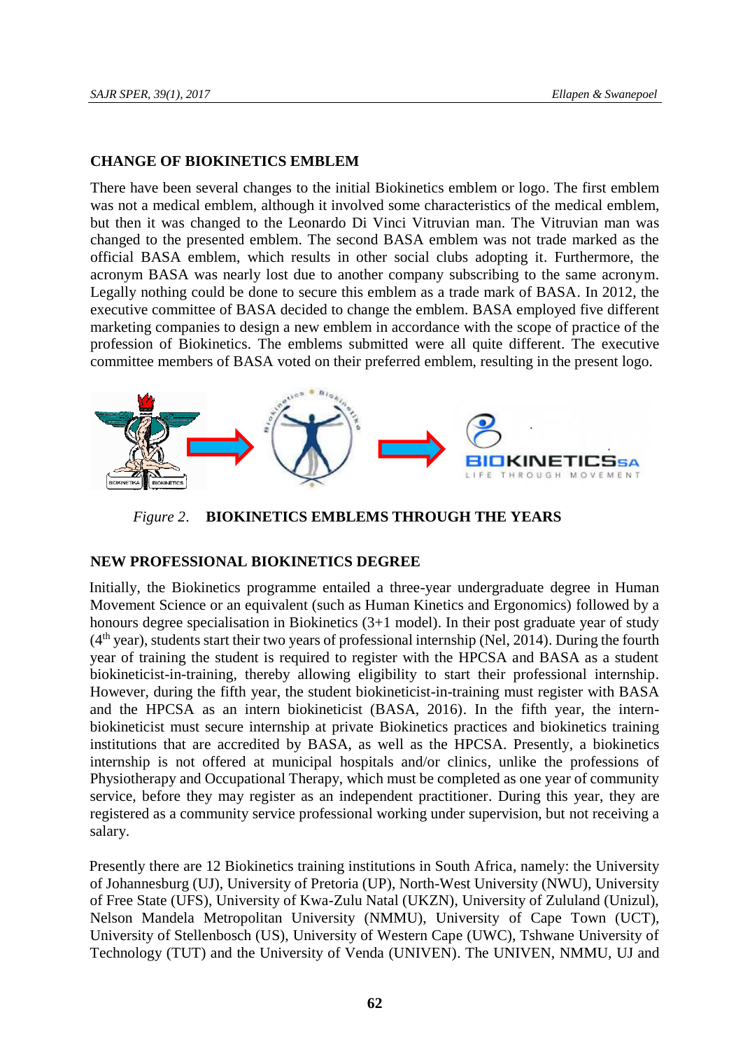## CHANGE OF BIOKINETICS EMBLEM

There have been several changes to the initial Biokinetics emblem or logo. The first emblem was not a medical emblem, although it involved some characteristics of the medical emblem, but then it was changed to the Leonardo Di Vinci Vitruvian man. The Vitruvian man was changed to the presented emblem. The second BASA emblem was not trade marked as the official BASA emblem, which results in other social clubs adopting it. Furthermore, the acronym BASA was nearly lost due to another company subscribing to the same acronym. Legally nothing could be done to secure this emblem as a trade mark of BASA. In 2012, the executive committee of BASA decided to change the emblem. BASA employed five different marketing companies to design a new emblem in accordance with the scope of practice of the profession of Biokinetics. The emblems submitted were all quite different. The executive committee members of BASA voted on their preferred emblem, resulting in the present logo.

*Figure 2*. **BIOKINETICS EMBLEMS THROUGH THE YEARS**

## NEW PROFESSIONAL BIOKINETICS DEGREE

Initially, the Biokinetics programme entailed a three-year undergraduate degree in Human Movement Science or an equivalent (such as Human Kinetics and Ergonomics) followed by a honours degree specialisation in Biokinetics (3+1 model). In their post graduate year of study (4th year), students start their two years of professional internship (Nel, 2014). During the fourth year of training the student is required to register with the HPCSA and BASA as a student biokineticist-in-training, thereby allowing eligibility to start their professional internship. However, during the fifth year, the student biokineticist-in-training must register with BASA and the HPCSA as an intern biokineticist (BASA, 2016). In the fifth year, the intern-biokineticist must secure internship at private Biokinetics practices and biokinetics training institutions that are accredited by BASA, as well as the HPCSA. Presently, a biokinetics internship is not offered at municipal hospitals and/or clinics, unlike the professions of Physiotherapy and Occupational Therapy, which must be completed as one year of community service, before they may register as an independent practitioner. During this year, they are registered as a community service professional working under supervision, but not receiving a salary.

Presently there are 12 Biokinetics training institutions in South Africa, namely: the University of Johannesburg (UJ), University of Pretoria (UP), North-West University (NWU), University of Free State (UFS), University of Kwa-Zulu Natal (UKZN), University of Zululand (Unizul), Nelson Mandela Metropolitan University (NMMU), University of Cape Town (UCT), University of Stellenbosch (US), University of Western Cape (UWC), Tshwane University of Technology (TUT) and the University of Venda (UNIVEN). The UNIVEN, NMMU, UJ and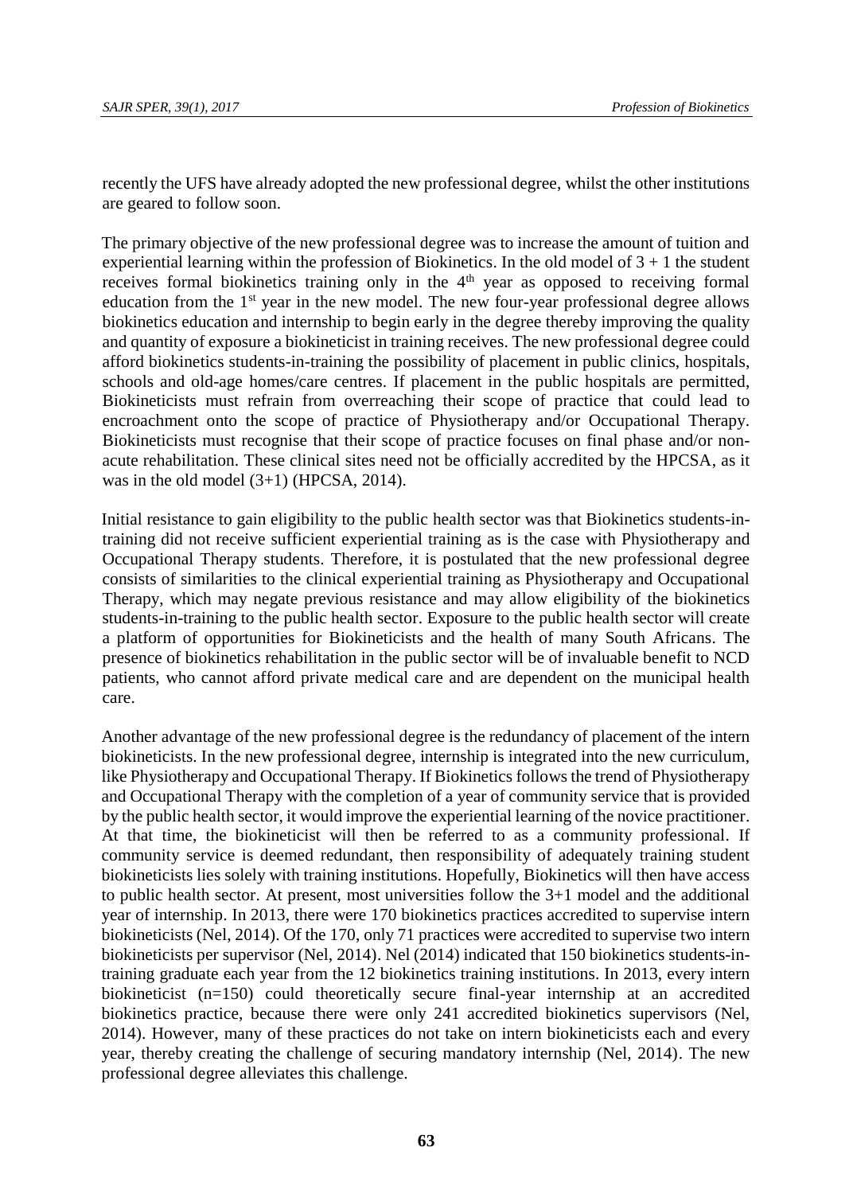recently the UFS have already adopted the new professional degree, whilst the other institutions are geared to follow soon.

The primary objective of the new professional degree was to increase the amount of tuition and experiential learning within the profession of Biokinetics. In the old model of 3 + 1 the student receives formal biokinetics training only in the 4th year as opposed to receiving formal education from the 1st year in the new model. The new four-year professional degree allows biokinetics education and internship to begin early in the degree thereby improving the quality and quantity of exposure a biokineticist in training receives. The new professional degree could afford biokinetics students-in-training the possibility of placement in public clinics, hospitals, schools and old-age homes/care centres. If placement in the public hospitals are permitted, Biokineticists must refrain from overreaching their scope of practice that could lead to encroachment onto the scope of practice of Physiotherapy and/or Occupational Therapy. Biokineticists must recognise that their scope of practice focuses on final phase and/or non-acute rehabilitation. These clinical sites need not be officially accredited by the HPCSA, as it was in the old model (3+1) (HPCSA, 2014).

Initial resistance to gain eligibility to the public health sector was that Biokinetics students-in-training did not receive sufficient experiential training as is the case with Physiotherapy and Occupational Therapy students. Therefore, it is postulated that the new professional degree consists of similarities to the clinical experiential training as Physiotherapy and Occupational Therapy, which may negate previous resistance and may allow eligibility of the biokinetics students-in-training to the public health sector. Exposure to the public health sector will create a platform of opportunities for Biokineticists and the health of many South Africans. The presence of biokinetics rehabilitation in the public sector will be of invaluable benefit to NCD patients, who cannot afford private medical care and are dependent on the municipal health care.

Another advantage of the new professional degree is the redundancy of placement of the intern biokineticists. In the new professional degree, internship is integrated into the new curriculum, like Physiotherapy and Occupational Therapy. If Biokinetics follows the trend of Physiotherapy and Occupational Therapy with the completion of a year of community service that is provided by the public health sector, it would improve the experiential learning of the novice practitioner. At that time, the biokineticist will then be referred to as a community professional. If community service is deemed redundant, then responsibility of adequately training student biokineticists lies solely with training institutions. Hopefully, Biokinetics will then have access to public health sector. At present, most universities follow the 3+1 model and the additional year of internship. In 2013, there were 170 biokinetics practices accredited to supervise intern biokineticists (Nel, 2014). Of the 170, only 71 practices were accredited to supervise two intern biokineticists per supervisor (Nel, 2014). Nel (2014) indicated that 150 biokinetics students-in-training graduate each year from the 12 biokinetics training institutions. In 2013, every intern biokineticist (n=150) could theoretically secure final-year internship at an accredited biokinetics practice, because there were only 241 accredited biokinetics supervisors (Nel, 2014). However, many of these practices do not take on intern biokineticists each and every year, thereby creating the challenge of securing mandatory internship (Nel, 2014). The new professional degree alleviates this challenge.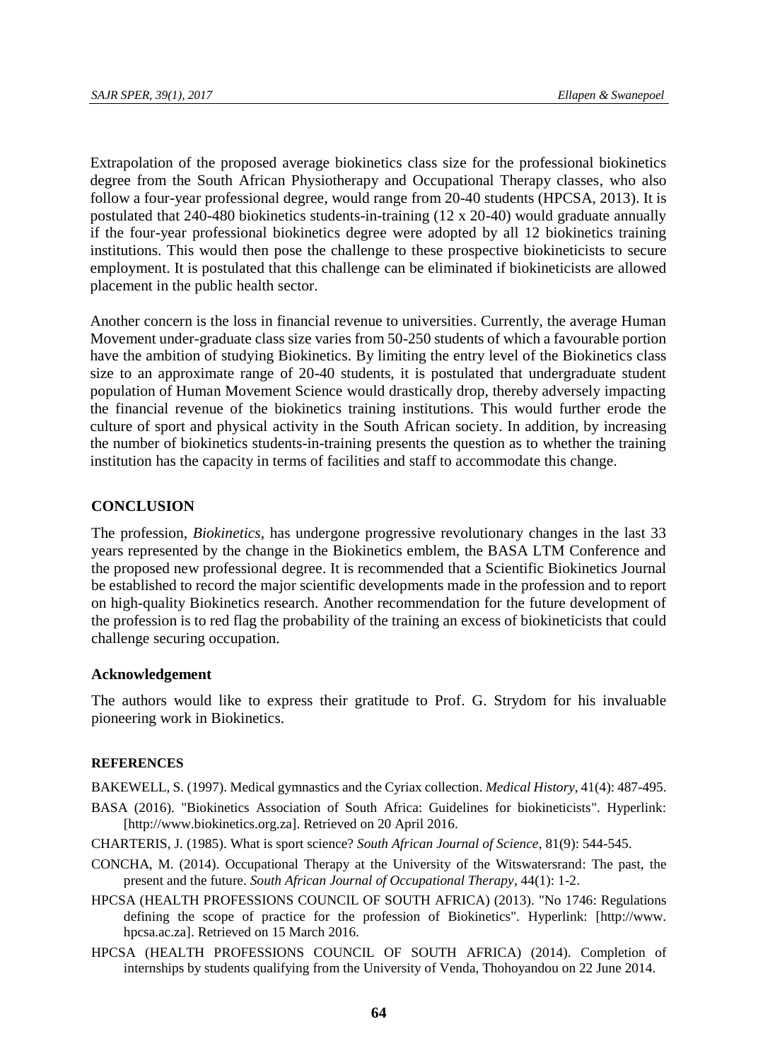Extrapolation of the proposed average biokinetics class size for the professional biokinetics degree from the South African Physiotherapy and Occupational Therapy classes, who also follow a four-year professional degree, would range from 20-40 students (HPCSA, 2013). It is postulated that 240-480 biokinetics students-in-training (12 x 20-40) would graduate annually if the four-year professional biokinetics degree were adopted by all 12 biokinetics training institutions. This would then pose the challenge to these prospective biokineticists to secure employment. It is postulated that this challenge can be eliminated if biokineticists are allowed placement in the public health sector.

Another concern is the loss in financial revenue to universities. Currently, the average Human Movement under-graduate class size varies from 50-250 students of which a favourable portion have the ambition of studying Biokinetics. By limiting the entry level of the Biokinetics class size to an approximate range of 20-40 students, it is postulated that undergraduate student population of Human Movement Science would drastically drop, thereby adversely impacting the financial revenue of the biokinetics training institutions. This would further erode the culture of sport and physical activity in the South African society. In addition, by increasing the number of biokinetics students-in-training presents the question as to whether the training institution has the capacity in terms of facilities and staff to accommodate this change.

## CONCLUSION

The profession, *Biokinetics*, has undergone progressive revolutionary changes in the last 33 years represented by the change in the Biokinetics emblem, the BASA LTM Conference and the proposed new professional degree. It is recommended that a Scientific Biokinetics Journal be established to record the major scientific developments made in the profession and to report on high-quality Biokinetics research. Another recommendation for the future development of the profession is to red flag the probability of the training an excess of biokineticists that could challenge securing occupation.

### Acknowledgement

The authors would like to express their gratitude to Prof. G. Strydom for his invaluable pioneering work in Biokinetics.

### REFERENCES

BAKEWELL, S. (1997). Medical gymnastics and the Cyriax collection. *Medical History*, 41(4): 487-495.

BASA (2016). "Biokinetics Association of South Africa: Guidelines for biokineticists". Hyperlink: [http://www.biokinetics.org.za]. Retrieved on 20 April 2016.

CHARTERIS, J. (1985). What is sport science? *South African Journal of Science*, 81(9): 544-545.

CONCHA, M. (2014). Occupational Therapy at the University of the Witswatersrand: The past, the present and the future. *South African Journal of Occupational Therapy*, 44(1): 1-2.

HPCSA (HEALTH PROFESSIONS COUNCIL OF SOUTH AFRICA) (2013). "No 1746: Regulations defining the scope of practice for the profession of Biokinetics". Hyperlink: [http://www. hpcsa.ac.za]. Retrieved on 15 March 2016.

HPCSA (HEALTH PROFESSIONS COUNCIL OF SOUTH AFRICA) (2014). Completion of internships by students qualifying from the University of Venda, Thohoyandou on 22 June 2014.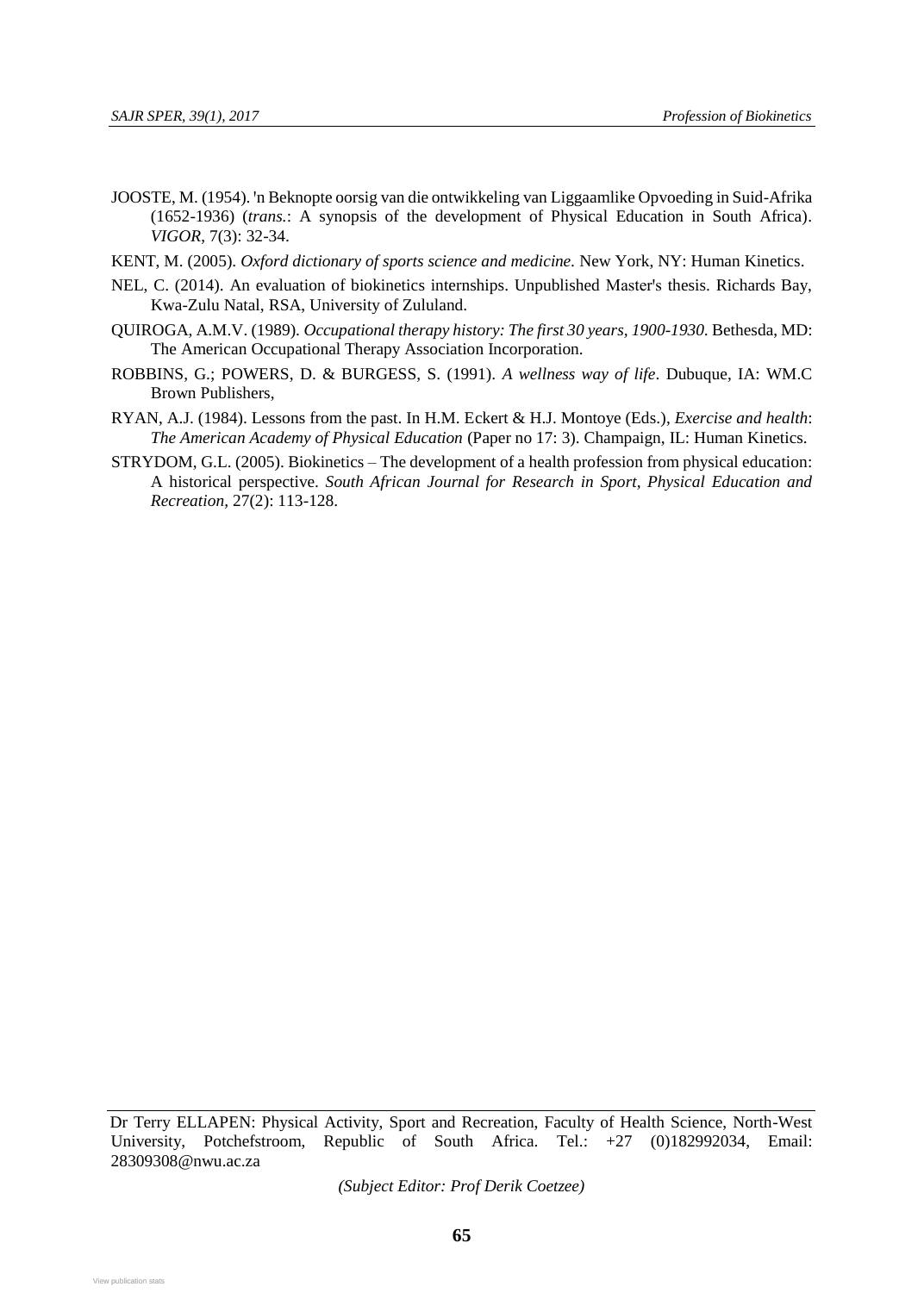JOOSTE, M. (1954). 'n Beknopte oorsig van die ontwikkeling van Liggaamlike Opvoeding in Suid-Afrika (1652-1936) (*trans.*: A synopsis of the development of Physical Education in South Africa). *VIGOR*, 7(3): 32-34.

KENT, M. (2005). *Oxford dictionary of sports science and medicine*. New York, NY: Human Kinetics.

NEL, C. (2014). An evaluation of biokinetics internships. Unpublished Master's thesis. Richards Bay, Kwa-Zulu Natal, RSA, University of Zululand.

QUIROGA, A.M.V. (1989). *Occupational therapy history: The first 30 years, 1900-1930*. Bethesda, MD: The American Occupational Therapy Association Incorporation.

ROBBINS, G.; POWERS, D. & BURGESS, S. (1991). *A wellness way of life*. Dubuque, IA: WM.C Brown Publishers,

RYAN, A.J. (1984). Lessons from the past. In H.M. Eckert & H.J. Montoye (Eds.), *Exercise and health*: *The American Academy of Physical Education* (Paper no 17: 3). Champaign, IL: Human Kinetics.

STRYDOM, G.L. (2005). Biokinetics – The development of a health profession from physical education: A historical perspective. *South African Journal for Research in Sport, Physical Education and Recreation*, 27(2): 113-128.

---

Dr Terry ELLAPEN: Physical Activity, Sport and Recreation, Faculty of Health Science, North-West University, Potchefstroom, Republic of South Africa. Tel.: +27 (0)182992034, Email: 28309308@nwu.ac.za

*(Subject Editor: Prof Derik Coetzee)*